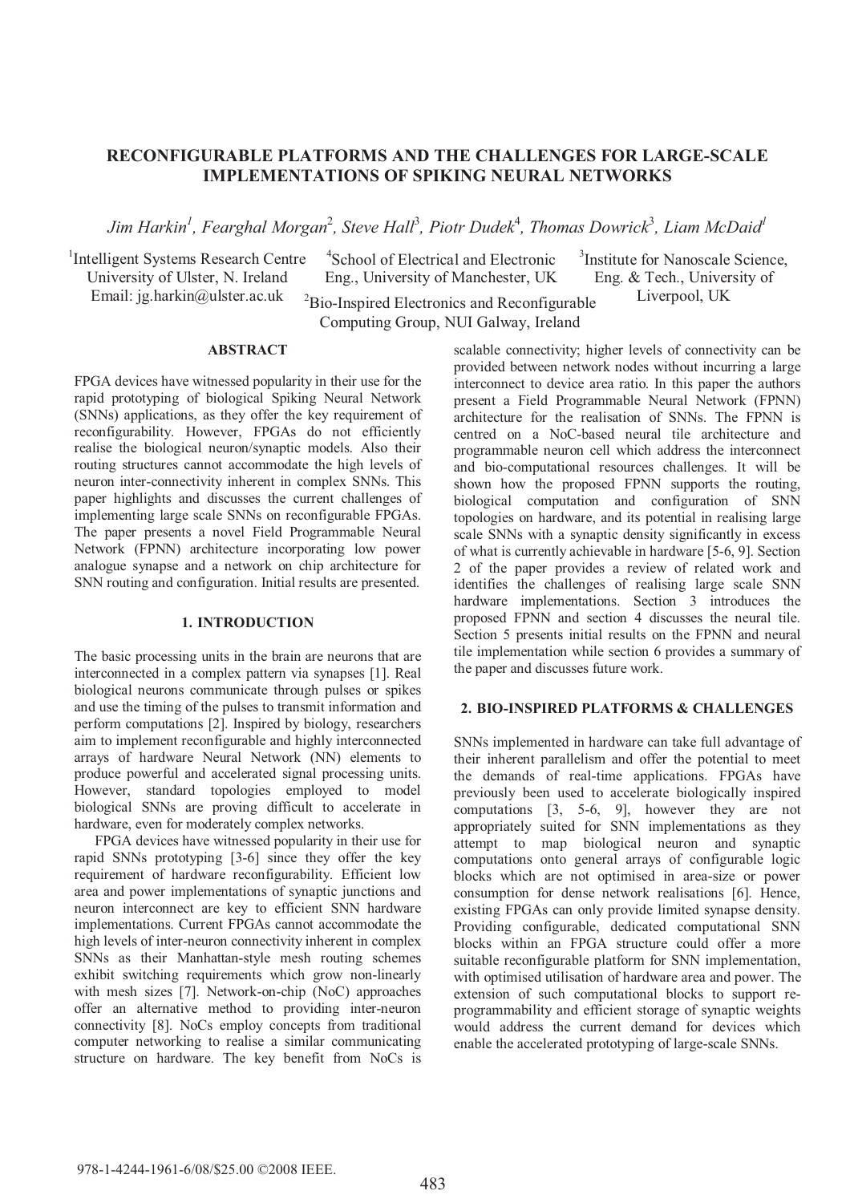# RECONFIGURABLE PLATFORMS AND THE CHALLENGES FOR LARGE-SCALE IMPLEMENTATIONS OF SPIKING NEURAL NETWORKS

*Jim Harkin[1], Fearghal Morgan[2], Steve Hall[3], Piotr Dudek[4], Thomas Dowrick[3], Liam McDaid[1]*

[1]Intelligent Systems Research Centre, University of Ulster, N. Ireland, Email: jg.harkin@ulster.ac.uk

[4]School of Electrical and Electronic Eng., University of Manchester, UK

[3]Institute for Nanoscale Science, Eng. & Tech., University of Liverpool, UK

[2]Bio-Inspired Electronics and Reconfigurable Computing Group, NUI Galway, Ireland

## ABSTRACT

FPGA devices have witnessed popularity in their use for the rapid prototyping of biological Spiking Neural Network (SNNs) applications, as they offer the key requirement of reconfigurability. However, FPGAs do not efficiently realise the biological neuron/synaptic models. Also their routing structures cannot accommodate the high levels of neuron inter-connectivity inherent in complex SNNs. This paper highlights and discusses the current challenges of implementing large scale SNNs on reconfigurable FPGAs. The paper presents a novel Field Programmable Neural Network (FPNN) architecture incorporating low power analogue synapse and a network on chip architecture for SNN routing and configuration. Initial results are presented.

## 1. INTRODUCTION

The basic processing units in the brain are neurons that are interconnected in a complex pattern via synapses [1]. Real biological neurons communicate through pulses or spikes and use the timing of the pulses to transmit information and perform computations [2]. Inspired by biology, researchers aim to implement reconfigurable and highly interconnected arrays of hardware Neural Network (NN) elements to produce powerful and accelerated signal processing units. However, standard topologies employed to model biological SNNs are proving difficult to accelerate in hardware, even for moderately complex networks.

FPGA devices have witnessed popularity in their use for rapid SNNs prototyping [3-6] since they offer the key requirement of hardware reconfigurability. Efficient low area and power implementations of synaptic junctions and neuron interconnect are key to efficient SNN hardware implementations. Current FPGAs cannot accommodate the high levels of inter-neuron connectivity inherent in complex SNNs as their Manhattan-style mesh routing schemes exhibit switching requirements which grow non-linearly with mesh sizes [7]. Network-on-chip (NoC) approaches offer an alternative method to providing inter-neuron connectivity [8]. NoCs employ concepts from traditional computer networking to realise a similar communicating structure on hardware. The key benefit from NoCs is scalable connectivity; higher levels of connectivity can be provided between network nodes without incurring a large interconnect to device area ratio. In this paper the authors present a Field Programmable Neural Network (FPNN) architecture for the realisation of SNNs. The FPNN is centred on a NoC-based neural tile architecture and programmable neuron cell which address the interconnect and bio-computational resources challenges. It will be shown how the proposed FPNN supports the routing, biological computation and configuration of SNN topologies on hardware, and its potential in realising large scale SNNs with a synaptic density significantly in excess of what is currently achievable in hardware [5-6, 9]. Section 2 of the paper provides a review of related work and identifies the challenges of realising large scale SNN hardware implementations. Section 3 introduces the proposed FPNN and section 4 discusses the neural tile. Section 5 presents initial results on the FPNN and neural tile implementation while section 6 provides a summary of the paper and discusses future work.

## 2. BIO-INSPIRED PLATFORMS & CHALLENGES

SNNs implemented in hardware can take full advantage of their inherent parallelism and offer the potential to meet the demands of real-time applications. FPGAs have previously been used to accelerate biologically inspired computations [3, 5-6, 9], however they are not appropriately suited for SNN implementations as they attempt to map biological neuron and synaptic computations onto general arrays of configurable logic blocks which are not optimised in area-size or power consumption for dense network realisations [6]. Hence, existing FPGAs can only provide limited synapse density. Providing configurable, dedicated computational SNN blocks within an FPGA structure could offer a more suitable reconfigurable platform for SNN implementation, with optimised utilisation of hardware area and power. The extension of such computational blocks to support re-programmability and efficient storage of synaptic weights would address the current demand for devices which enable the accelerated prototyping of large-scale SNNs.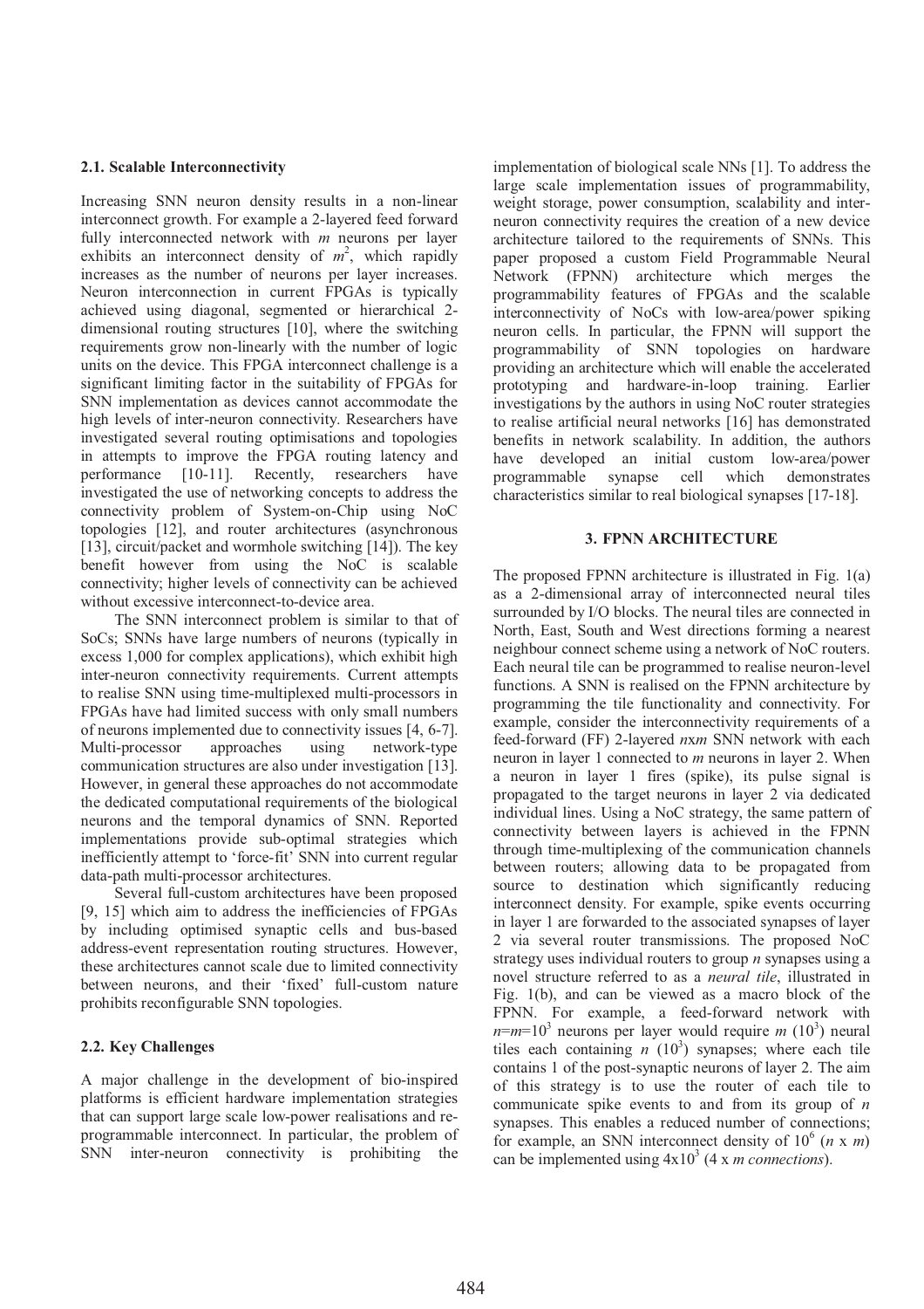### 2.1. Scalable Interconnectivity

Increasing SNN neuron density results in a non-linear interconnect growth. For example a 2-layered feed forward fully interconnected network with $m$ neurons per layer exhibits an interconnect density of $m^2$, which rapidly increases as the number of neurons per layer increases. Neuron interconnection in current FPGAs is typically achieved using diagonal, segmented or hierarchical 2-dimensional routing structures [10], where the switching requirements grow non-linearly with the number of logic units on the device. This FPGA interconnect challenge is a significant limiting factor in the suitability of FPGAs for SNN implementation as devices cannot accommodate the high levels of inter-neuron connectivity. Researchers have investigated several routing optimisations and topologies in attempts to improve the FPGA routing latency and performance [10-11]. Recently, researchers have investigated the use of networking concepts to address the connectivity problem of System-on-Chip using NoC topologies [12], and router architectures (asynchronous [13], circuit/packet and wormhole switching [14]). The key benefit however from using the NoC is scalable connectivity; higher levels of connectivity can be achieved without excessive interconnect-to-device area.

The SNN interconnect problem is similar to that of SoCs; SNNs have large numbers of neurons (typically in excess 1,000 for complex applications), which exhibit high inter-neuron connectivity requirements. Current attempts to realise SNN using time-multiplexed multi-processors in FPGAs have had limited success with only small numbers of neurons implemented due to connectivity issues [4, 6-7]. Multi-processor approaches using network-type communication structures are also under investigation [13]. However, in general these approaches do not accommodate the dedicated computational requirements of the biological neurons and the temporal dynamics of SNN. Reported implementations provide sub-optimal strategies which inefficiently attempt to 'force-fit' SNN into current regular data-path multi-processor architectures.

Several full-custom architectures have been proposed [9, 15] which aim to address the inefficiencies of FPGAs by including optimised synaptic cells and bus-based address-event representation routing structures. However, these architectures cannot scale due to limited connectivity between neurons, and their 'fixed' full-custom nature prohibits reconfigurable SNN topologies.

### 2.2. Key Challenges

A major challenge in the development of bio-inspired platforms is efficient hardware implementation strategies that can support large scale low-power realisations and re-programmable interconnect. In particular, the problem of SNN inter-neuron connectivity is prohibiting the implementation of biological scale NNs [1]. To address the large scale implementation issues of programmability, weight storage, power consumption, scalability and inter-neuron connectivity requires the creation of a new device architecture tailored to the requirements of SNNs. This paper proposed a custom Field Programmable Neural Network (FPNN) architecture which merges the programmability features of FPGAs and the scalable interconnectivity of NoCs with low-area/power spiking neuron cells. In particular, the FPNN will support the programmability of SNN topologies on hardware providing an architecture which will enable the accelerated prototyping and hardware-in-loop training. Earlier investigations by the authors in using NoC router strategies to realise artificial neural networks [16] has demonstrated benefits in network scalability. In addition, the authors have developed an initial custom low-area/power programmable synapse cell which demonstrates characteristics similar to real biological synapses [17-18].

## 3. FPNN ARCHITECTURE

The proposed FPNN architecture is illustrated in Fig. 1(a) as a 2-dimensional array of interconnected neural tiles surrounded by I/O blocks. The neural tiles are connected in North, East, South and West directions forming a nearest neighbour connect scheme using a network of NoC routers. Each neural tile can be programmed to realise neuron-level functions. A SNN is realised on the FPNN architecture by programming the tile functionality and connectivity. For example, consider the interconnectivity requirements of a feed-forward (FF) 2-layered $n$x$m$ SNN network with each neuron in layer 1 connected to $m$ neurons in layer 2. When a neuron in layer 1 fires (spike), its pulse signal is propagated to the target neurons in layer 2 via dedicated individual lines. Using a NoC strategy, the same pattern of connectivity between layers is achieved in the FPNN through time-multiplexing of the communication channels between routers; allowing data to be propagated from source to destination which significantly reducing interconnect density. For example, spike events occurring in layer 1 are forwarded to the associated synapses of layer 2 via several router transmissions. The proposed NoC strategy uses individual routers to group $n$ synapses using a novel structure referred to as a *neural tile*, illustrated in Fig. 1(b), and can be viewed as a macro block of the FPNN. For example, a feed-forward network with $n$=$m$=$10^3$ neurons per layer would require $m$ ($10^3$) neural tiles each containing $n$ ($10^3$) synapses; where each tile contains 1 of the post-synaptic neurons of layer 2. The aim of this strategy is to use the router of each tile to communicate spike events to and from its group of $n$ synapses. This enables a reduced number of connections; for example, an SNN interconnect density of $10^6$ ($n$ x $m$) can be implemented using $4\text{x}10^3$ (4 x $m$ *connections*).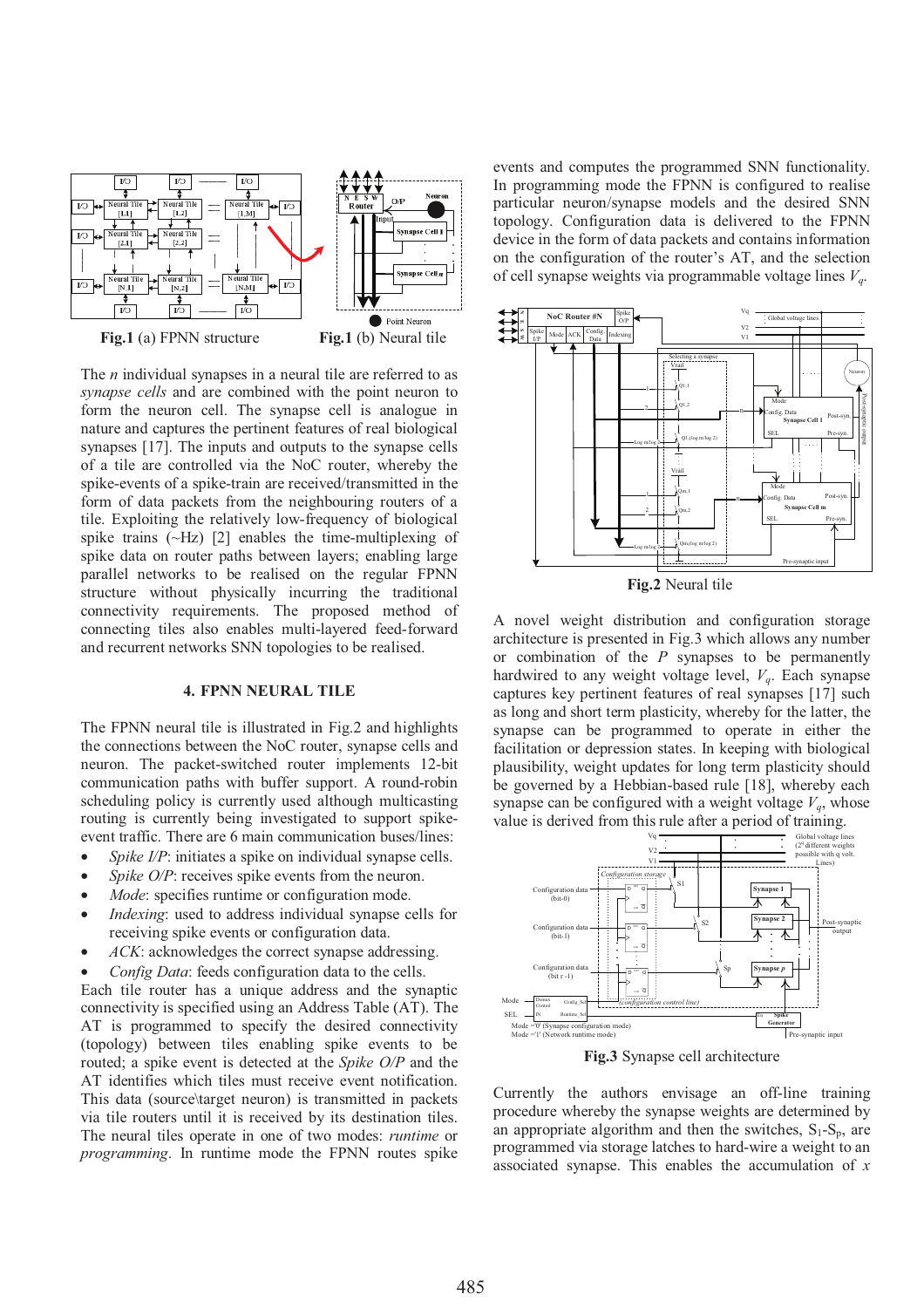**Fig.1** (a) FPNN structure **Fig.1** (b) Neural tile

The $n$ individual synapses in a neural tile are referred to as *synapse cells* and are combined with the point neuron to form the neuron cell. The synapse cell is analogue in nature and captures the pertinent features of real biological synapses [17]. The inputs and outputs to the synapse cells of a tile are controlled via the NoC router, whereby the spike-events of a spike-train are received/transmitted in the form of data packets from the neighbouring routers of a tile. Exploiting the relatively low-frequency of biological spike trains (~Hz) [2] enables the time-multiplexing of spike data on router paths between layers; enabling large parallel networks to be realised on the regular FPNN structure without physically incurring the traditional connectivity requirements. The proposed method of connecting tiles also enables multi-layered feed-forward and recurrent networks SNN topologies to be realised.

## 4. FPNN NEURAL TILE

The FPNN neural tile is illustrated in Fig.2 and highlights the connections between the NoC router, synapse cells and neuron. The packet-switched router implements 12-bit communication paths with buffer support. A round-robin scheduling policy is currently used although multicasting routing is currently being investigated to support spike-event traffic. There are 6 main communication buses/lines:

- *Spike I/P*: initiates a spike on individual synapse cells.
- *Spike O/P*: receives spike events from the neuron.
- *Mode*: specifies runtime or configuration mode.
- *Indexing*: used to address individual synapse cells for receiving spike events or configuration data.
- *ACK*: acknowledges the correct synapse addressing.
- *Config Data*: feeds configuration data to the cells.

Each tile router has a unique address and the synaptic connectivity is specified using an Address Table (AT). The AT is programmed to specify the desired connectivity (topology) between tiles enabling spike events to be routed; a spike event is detected at the *Spike O/P* and the AT identifies which tiles must receive event notification. This data (source\target neuron) is transmitted in packets via tile routers until it is received by its destination tiles. The neural tiles operate in one of two modes: *runtime* or *programming*. In runtime mode the FPNN routes spike events and computes the programmed SNN functionality. In programming mode the FPNN is configured to realise particular neuron/synapse models and the desired SNN topology. Configuration data is delivered to the FPNN device in the form of data packets and contains information on the configuration of the router's AT, and the selection of cell synapse weights via programmable voltage lines $V_q$.

**Fig.2** Neural tile

A novel weight distribution and configuration storage architecture is presented in Fig.3 which allows any number or combination of the $P$ synapses to be permanently hardwired to any weight voltage level, $V_q$. Each synapse captures key pertinent features of real synapses [17] such as long and short term plasticity, whereby for the latter, the synapse can be programmed to operate in either the facilitation or depression states. In keeping with biological plausibility, weight updates for long term plasticity should be governed by a Hebbian-based rule [18], whereby each synapse can be configured with a weight voltage $V_q$, whose value is derived from this rule after a period of training.

**Fig.3** Synapse cell architecture

Currently the authors envisage an off-line training procedure whereby the synapse weights are determined by an appropriate algorithm and then the switches, $S_1$-$S_p$, are programmed via storage latches to hard-wire a weight to an associated synapse. This enables the accumulation of $x$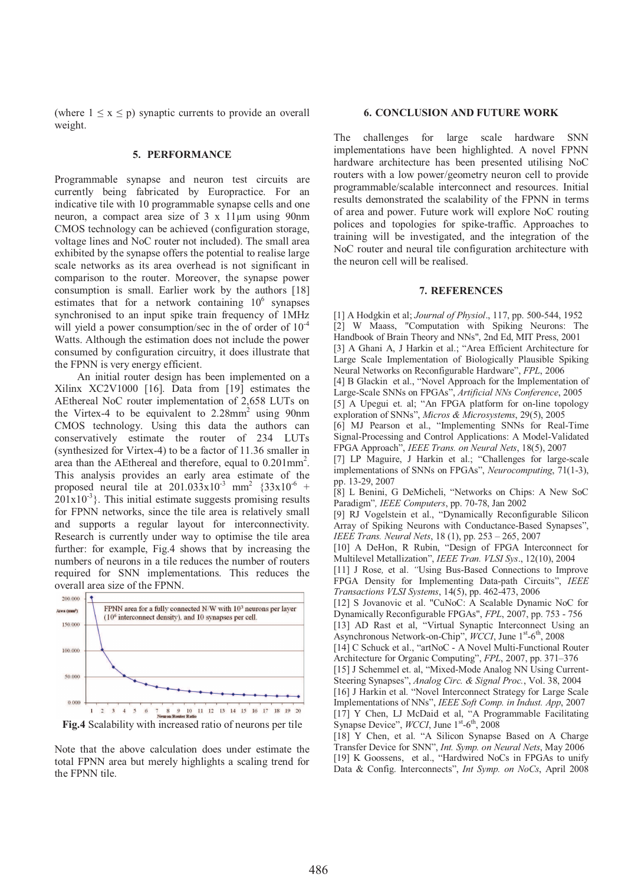(where $1 \leq x \leq p$) synaptic currents to provide an overall weight.

## 5. PERFORMANCE

Programmable synapse and neuron test circuits are currently being fabricated by Europractice. For an indicative tile with 10 programmable synapse cells and one neuron, a compact area size of 3 x 11µm using 90nm CMOS technology can be achieved (configuration storage, voltage lines and NoC router not included). The small area exhibited by the synapse offers the potential to realise large scale networks as its area overhead is not significant in comparison to the router. Moreover, the synapse power consumption is small. Earlier work by the authors [18] estimates that for a network containing $10^6$ synapses synchronised to an input spike train frequency of 1MHz will yield a power consumption/sec in the of order of $10^{-4}$ Watts. Although the estimation does not include the power consumed by configuration circuitry, it does illustrate that the FPNN is very energy efficient.

An initial router design has been implemented on a Xilinx XC2V1000 [16]. Data from [19] estimates the AEthereal NoC router implementation of 2,658 LUTs on the Virtex-4 to be equivalent to $2.28\text{mm}^2$ using 90nm CMOS technology. Using this data the authors can conservatively estimate the router of 234 LUTs (synthesized for Virtex-4) to be a factor of 11.36 smaller in area than the AEthereal and therefore, equal to $0.201\text{mm}^2$. This analysis provides an early area estimate of the proposed neural tile at $201.033\text{x}10^{-3}$ $\text{mm}^2$ $\{33\text{x}10^{-6} + 201\text{x}10^{-3}\}$. This initial estimate suggests promising results for FPNN networks, since the tile area is relatively small and supports a regular layout for interconnectivity. Research is currently under way to optimise the tile area further: for example, Fig.4 shows that by increasing the numbers of neurons in a tile reduces the number of routers required for SNN implementations. This reduces the overall area size of the FPNN.

Area (mm²)

FPNN area for a fully connected N/W with $10^3$ neurons per layer ($10^6$ interconnect density), and 10 synapses per cell.

200.000
150.000
100.000
50.000
0.000

1 2 3 4 5 6 7 8 9 10 11 12 13 14 15 16 17 18 19 20

Neuron/Router Ratio

**Fig.4** Scalability with increased ratio of neurons per tile

Note that the above calculation does under estimate the total FPNN area but merely highlights a scaling trend for the FPNN tile.

## 6. CONCLUSION AND FUTURE WORK

The challenges for large scale hardware SNN implementations have been highlighted. A novel FPNN hardware architecture has been presented utilising NoC routers with a low power/geometry neuron cell to provide programmable/scalable interconnect and resources. Initial results demonstrated the scalability of the FPNN in terms of area and power. Future work will explore NoC routing polices and topologies for spike-traffic. Approaches to training will be investigated, and the integration of the NoC router and neural tile configuration architecture with the neuron cell will be realised.

## 7. REFERENCES

[1] A Hodgkin et al; *Journal of Physiol*., 117, pp. 500-544, 1952
[2] W Maass, "Computation with Spiking Neurons: The Handbook of Brain Theory and NNs", 2nd Ed, MIT Press, 2001
[3] A Ghani A, J Harkin et al.; "Area Efficient Architecture for Large Scale Implementation of Biologically Plausible Spiking Neural Networks on Reconfigurable Hardware", *FPL*, 2006
[4] B Glackin et al., "Novel Approach for the Implementation of Large-Scale SNNs on FPGAs", *Artificial NNs Conference*, 2005
[5] A Upegui et. al; "An FPGA platform for on-line topology exploration of SNNs", *Micros & Microsystems*, 29(5), 2005
[6] MJ Pearson et al., "Implementing SNNs for Real-Time Signal-Processing and Control Applications: A Model-Validated FPGA Approach", *IEEE Trans. on Neural Nets*, 18(5), 2007
[7] LP Maguire, J Harkin et al.; "Challenges for large-scale implementations of SNNs on FPGAs", *Neurocomputing*, 71(1-3), pp. 13-29, 2007
[8] L Benini, G DeMicheli, "Networks on Chips: A New SoC Paradigm", *IEEE Computers*, pp. 70-78, Jan 2002
[9] RJ Vogelstein et al., "Dynamically Reconfigurable Silicon Array of Spiking Neurons with Conductance-Based Synapses", *IEEE Trans. Neural Nets*, 18 (1), pp. 253 – 265, 2007
[10] A DeHon, R Rubin, "Design of FPGA Interconnect for Multilevel Metallization", *IEEE Tran. VLSI Sys*., 12(10), 2004
[11] J Rose, et al. "Using Bus-Based Connections to Improve FPGA Density for Implementing Data-path Circuits", *IEEE Transactions VLSI Systems*, 14(5), pp. 462-473, 2006
[12] S Jovanovic et al. "CuNoC: A Scalable Dynamic NoC for Dynamically Reconfigurable FPGAs", *FPL*, 2007, pp. 753 - 756
[13] AD Rast et al, "Virtual Synaptic Interconnect Using an Asynchronous Network-on-Chip", *WCCI*, June 1st-6th, 2008
[14] C Schuck et al., "artNoC - A Novel Multi-Functional Router Architecture for Organic Computing", *FPL*, 2007, pp. 371–376
[15] J Schemmel et. al, "Mixed-Mode Analog NN Using Current-Steering Synapses", *Analog Circ. & Signal Proc.*, Vol. 38, 2004
[16] J Harkin et al. "Novel Interconnect Strategy for Large Scale Implementations of NNs", *IEEE Soft Comp. in Indust. App*, 2007
[17] Y Chen, LJ McDaid et al, "A Programmable Facilitating Synapse Device", *WCCI*, June 1st-6th, 2008
[18] Y Chen, et al. "A Silicon Synapse Based on A Charge Transfer Device for SNN", *Int. Symp. on Neural Nets*, May 2006
[19] K Goossens, et al., "Hardwired NoCs in FPGAs to unify Data & Config. Interconnects", *Int Symp. on NoCs*, April 2008